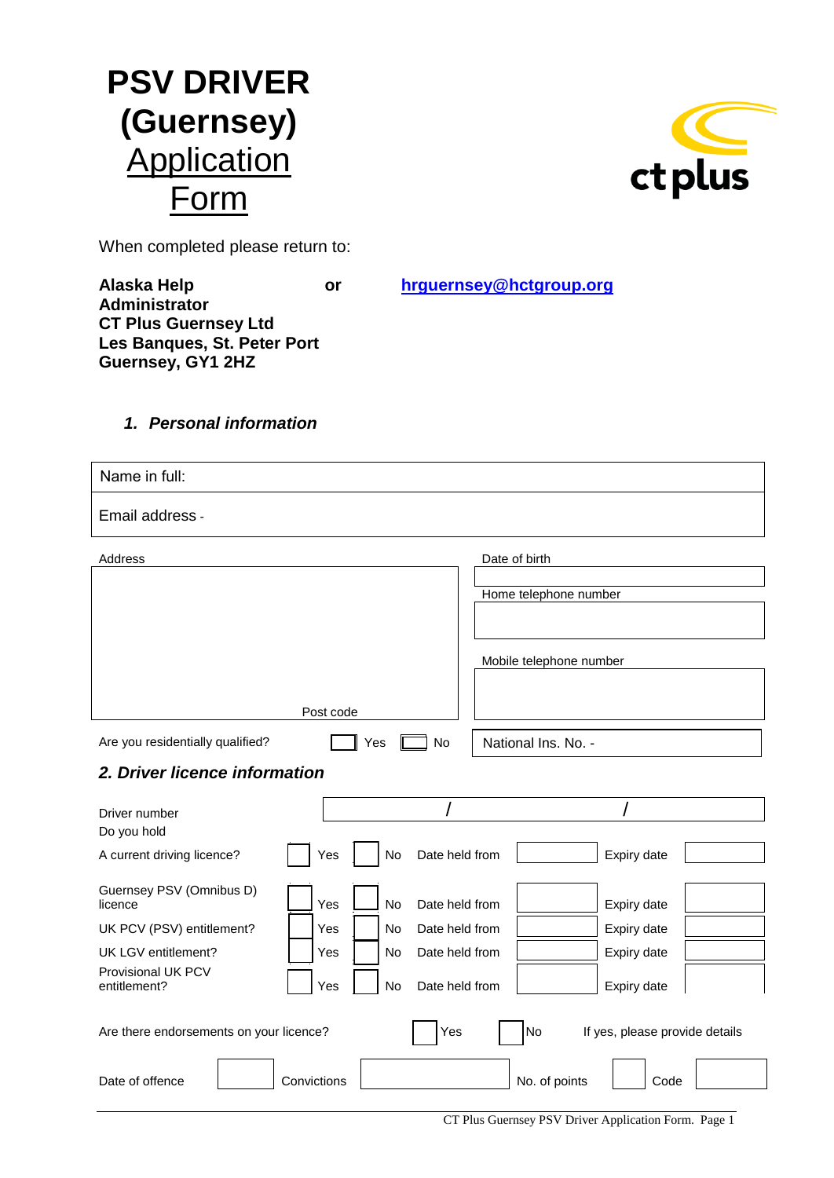# PSV DRIVER (Guernsey) Application Form

ct plus

When completed please return to:

**Alaska Help Administrator**
**CT Plus Guernsey Ltd**
**Les Banques, St. Peter Port**
**Guernsey, GY1 2HZ**

**or** hrguernsey@hctgroup.org

### *1. Personal information*

| Name in full: |
|---|
| Email address - |

| Address | Date of birth |
|---|---|
| | |
| | Home telephone number |
| | |
| | Mobile telephone number |
| Post code | |

Are you residentially qualified? ☐ Yes ☐ No

National Ins. No. -

### *2. Driver licence information*

| Driver number | / / |
|---|---|

| Do you hold | | | | | | |
|---|---|---|---|---|---|---|
| A current driving licence? | ☐ Yes | ☐ No | Date held from | | Expiry date | |
| Guernsey PSV (Omnibus D) licence | ☐ Yes | ☐ No | Date held from | | Expiry date | |
| UK PCV (PSV) entitlement? | ☐ Yes | ☐ No | Date held from | | Expiry date | |
| UK LGV entitlement? | ☐ Yes | ☐ No | Date held from | | Expiry date | |
| Provisional UK PCV entitlement? | ☐ Yes | ☐ No | Date held from | | Expiry date | |

Are there endorsements on your licence? ☐ Yes ☐ No If yes, please provide details

| Date of offence | | Convictions | | No. of points | | Code | |
|---|---|---|---|---|---|---|---|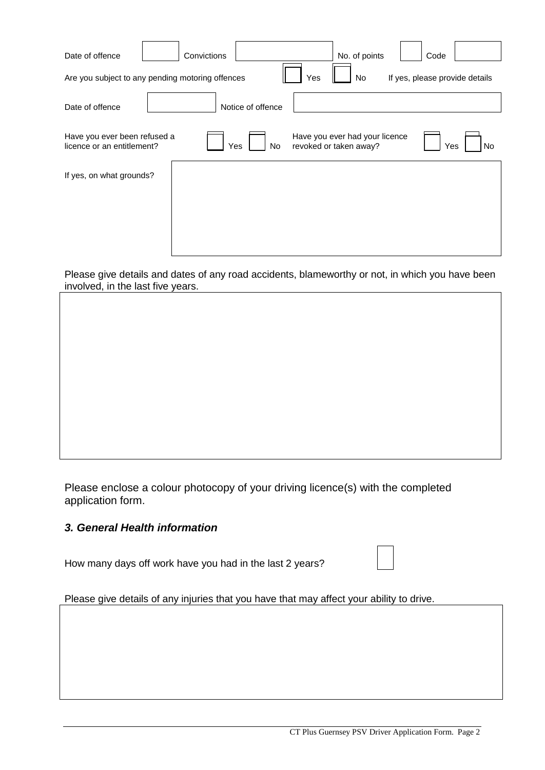| Date of offence | | Convictions | | No. of points | | Code | |
|---|---|---|---|---|---|---|---|

Are you subject to any pending motoring offences ☐ Yes ☐ No If yes, please provide details

| Date of offence | | Notice of offence | |
|---|---|---|---|

Have you ever been refused a licence or an entitlement? ☐ Yes ☐ No

Have you ever had your licence revoked or taken away? ☐ Yes ☐ No

If yes, on what grounds?

Please give details and dates of any road accidents, blameworthy or not, in which you have been involved, in the last five years.

Please enclose a colour photocopy of your driving licence(s) with the completed application form.

### *3. General Health information*

How many days off work have you had in the last 2 years? ☐

Please give details of any injuries that you have that may affect your ability to drive.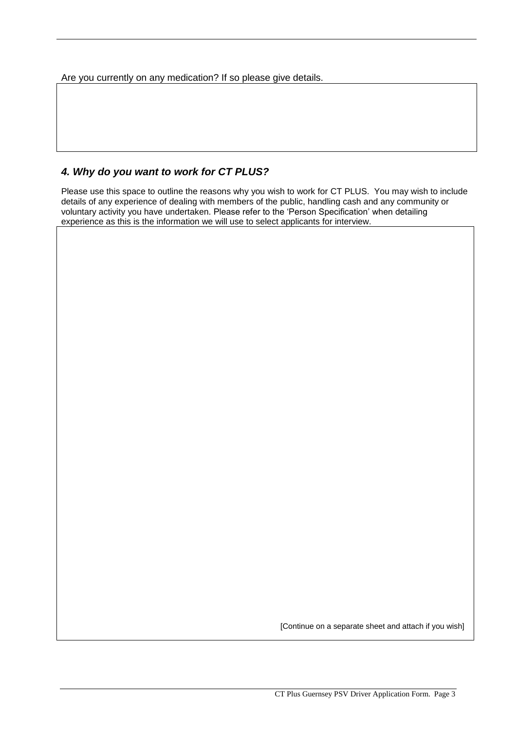Are you currently on any medication? If so please give details.

### *4. Why do you want to work for CT PLUS?*

Please use this space to outline the reasons why you wish to work for CT PLUS. You may wish to include details of any experience of dealing with members of the public, handling cash and any community or voluntary activity you have undertaken. Please refer to the 'Person Specification' when detailing experience as this is the information we will use to select applicants for interview.

[Continue on a separate sheet and attach if you wish]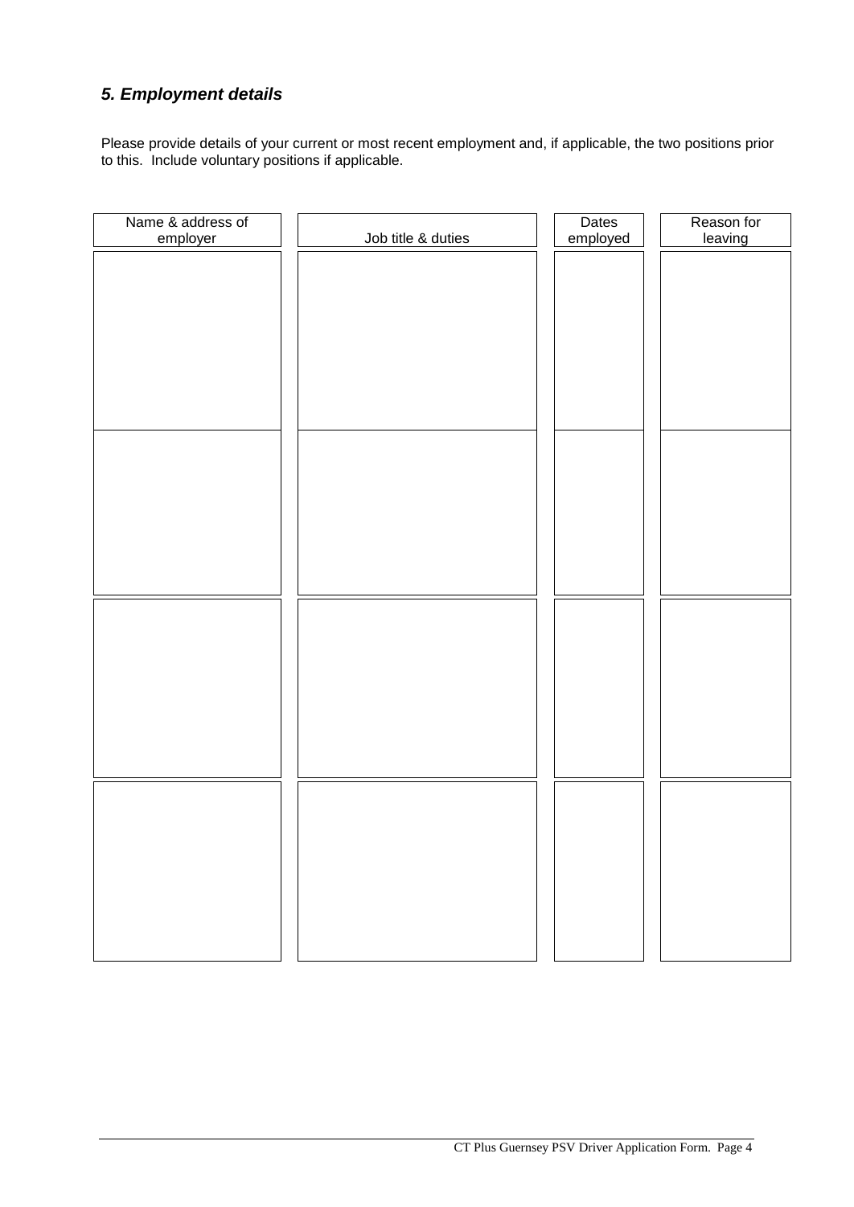### *5. Employment details*

Please provide details of your current or most recent employment and, if applicable, the two positions prior to this. Include voluntary positions if applicable.

| Name & address of employer | Job title & duties | Dates employed | Reason for leaving |
|---|---|---|---|
| | | | |
| | | | |
| | | | |
| | | | |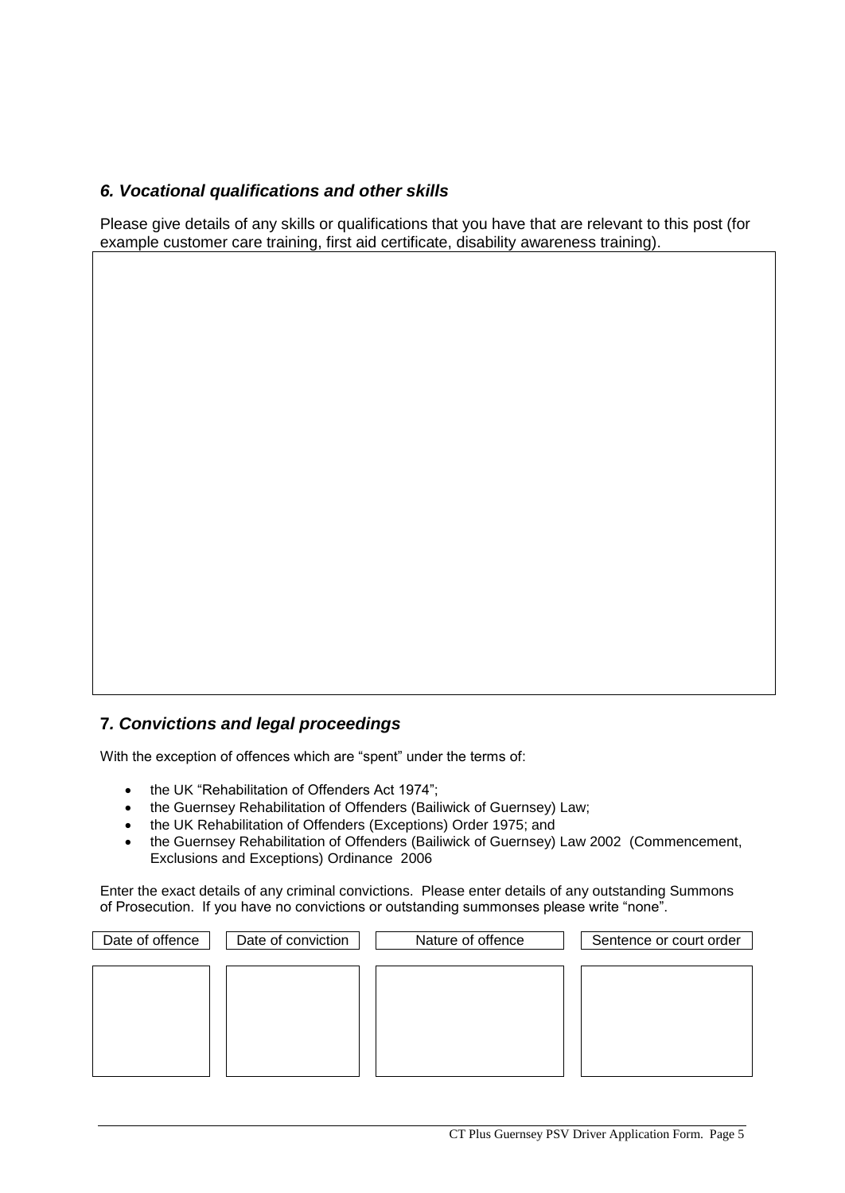## *6. Vocational qualifications and other skills*

Please give details of any skills or qualifications that you have that are relevant to this post (for example customer care training, first aid certificate, disability awareness training).

## 7. *Convictions and legal proceedings*

With the exception of offences which are "spent" under the terms of:

- the UK "Rehabilitation of Offenders Act 1974";
- the Guernsey Rehabilitation of Offenders (Bailiwick of Guernsey) Law;
- the UK Rehabilitation of Offenders (Exceptions) Order 1975; and
- the Guernsey Rehabilitation of Offenders (Bailiwick of Guernsey) Law 2002 (Commencement, Exclusions and Exceptions) Ordinance 2006

Enter the exact details of any criminal convictions. Please enter details of any outstanding Summons of Prosecution. If you have no convictions or outstanding summonses please write "none".

| Date of offence | Date of conviction | Nature of offence | Sentence or court order |
| --- | --- | --- | --- |
| | | | |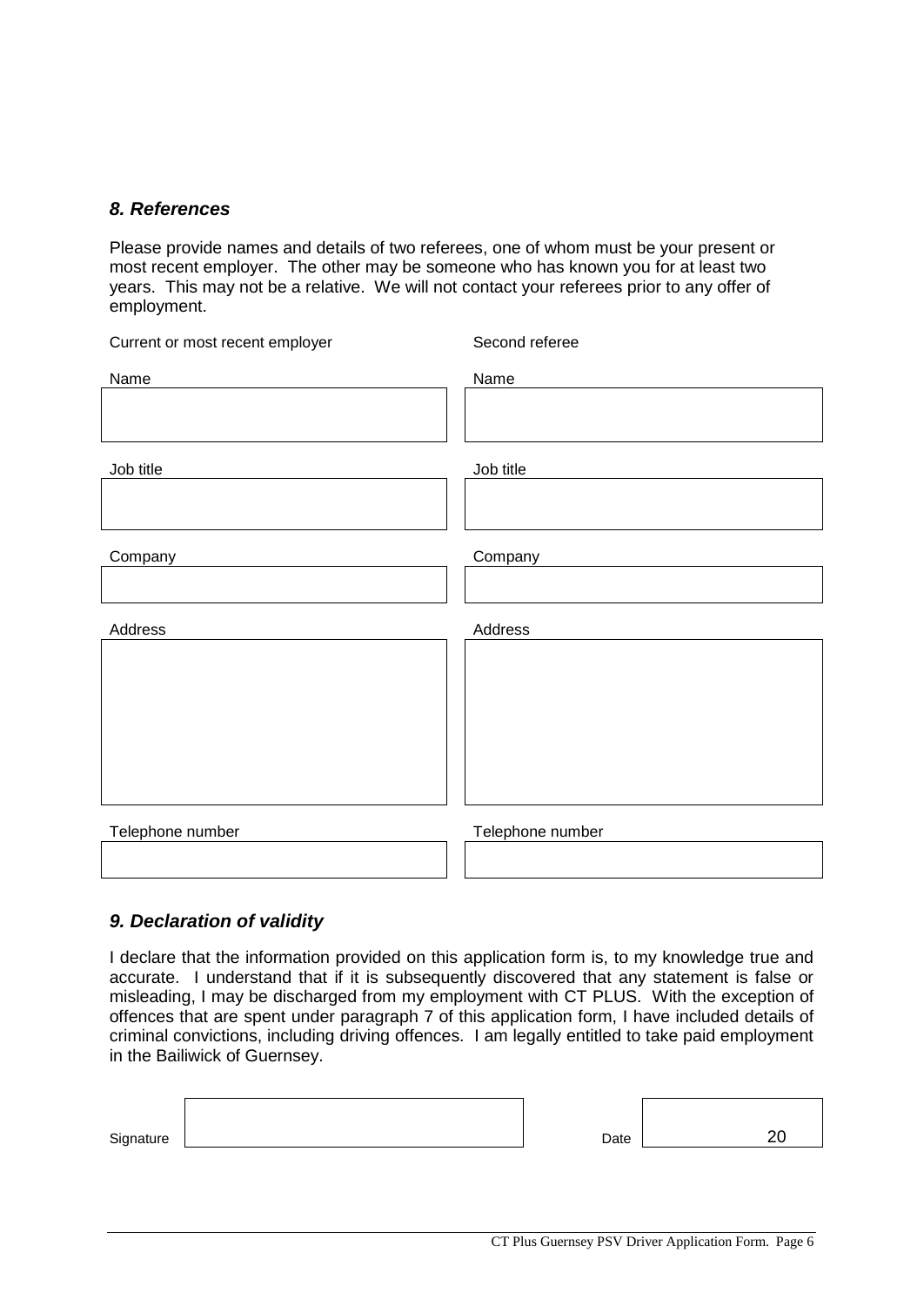### *8. References*

Please provide names and details of two referees, one of whom must be your present or most recent employer. The other may be someone who has known you for at least two years. This may not be a relative. We will not contact your referees prior to any offer of employment.

| Current or most recent employer | Second referee |
|---|---|
| Name | Name |
| | |
| Job title | Job title |
| | |
| Company | Company |
| | |
| Address | Address |
| | |
| Telephone number | Telephone number |
| | |

### *9. Declaration of validity*

I declare that the information provided on this application form is, to my knowledge true and accurate. I understand that if it is subsequently discovered that any statement is false or misleading, I may be discharged from my employment with CT PLUS. With the exception of offences that are spent under paragraph 7 of this application form, I have included details of criminal convictions, including driving offences. I am legally entitled to take paid employment in the Bailiwick of Guernsey.

| | | | |
|---|---|---|---|
| Signature | | Date | 20 |